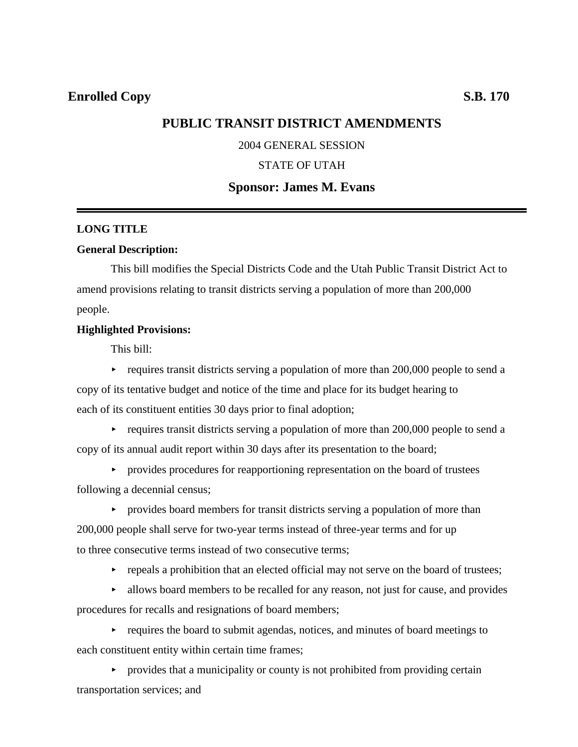**Enrolled Copy** **S.B. 170**

# PUBLIC TRANSIT DISTRICT AMENDMENTS

2004 GENERAL SESSION

STATE OF UTAH

## Sponsor: James M. Evans

---

**LONG TITLE**

**General Description:**

This bill modifies the Special Districts Code and the Utah Public Transit District Act to amend provisions relating to transit districts serving a population of more than 200,000 people.

**Highlighted Provisions:**

This bill:

- requires transit districts serving a population of more than 200,000 people to send a copy of its tentative budget and notice of the time and place for its budget hearing to each of its constituent entities 30 days prior to final adoption;
- requires transit districts serving a population of more than 200,000 people to send a copy of its annual audit report within 30 days after its presentation to the board;
- provides procedures for reapportioning representation on the board of trustees following a decennial census;
- provides board members for transit districts serving a population of more than 200,000 people shall serve for two-year terms instead of three-year terms and for up to three consecutive terms instead of two consecutive terms;
- repeals a prohibition that an elected official may not serve on the board of trustees;
- allows board members to be recalled for any reason, not just for cause, and provides procedures for recalls and resignations of board members;
- requires the board to submit agendas, notices, and minutes of board meetings to each constituent entity within certain time frames;
- provides that a municipality or county is not prohibited from providing certain transportation services; and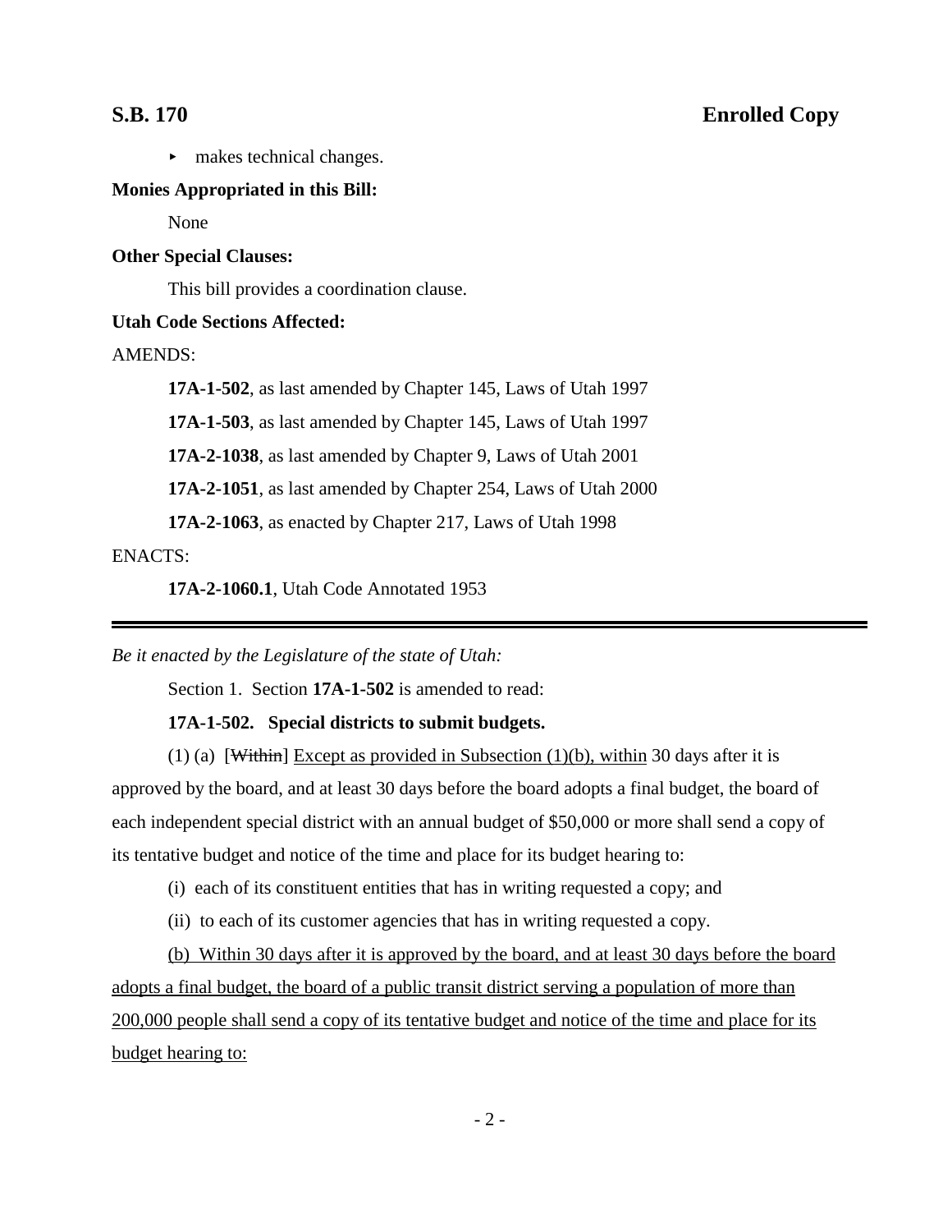- makes technical changes.

**Monies Appropriated in this Bill:**

None

**Other Special Clauses:**

This bill provides a coordination clause.

**Utah Code Sections Affected:**

AMENDS:

**17A-1-502**, as last amended by Chapter 145, Laws of Utah 1997

**17A-1-503**, as last amended by Chapter 145, Laws of Utah 1997

**17A-2-1038**, as last amended by Chapter 9, Laws of Utah 2001

**17A-2-1051**, as last amended by Chapter 254, Laws of Utah 2000

**17A-2-1063**, as enacted by Chapter 217, Laws of Utah 1998

ENACTS:

**17A-2-1060.1**, Utah Code Annotated 1953

---

*Be it enacted by the Legislature of the state of Utah:*

Section 1. Section **17A-1-502** is amended to read:

**17A-1-502. Special districts to submit budgets.**

(1) (a) [~~Within~~] <u>Except as provided in Subsection (1)(b), within</u> 30 days after it is approved by the board, and at least 30 days before the board adopts a final budget, the board of each independent special district with an annual budget of $50,000 or more shall send a copy of its tentative budget and notice of the time and place for its budget hearing to:

(i) each of its constituent entities that has in writing requested a copy; and

(ii) to each of its customer agencies that has in writing requested a copy.

<u>(b) Within 30 days after it is approved by the board, and at least 30 days before the board adopts a final budget, the board of a public transit district serving a population of more than 200,000 people shall send a copy of its tentative budget and notice of the time and place for its budget hearing to:</u>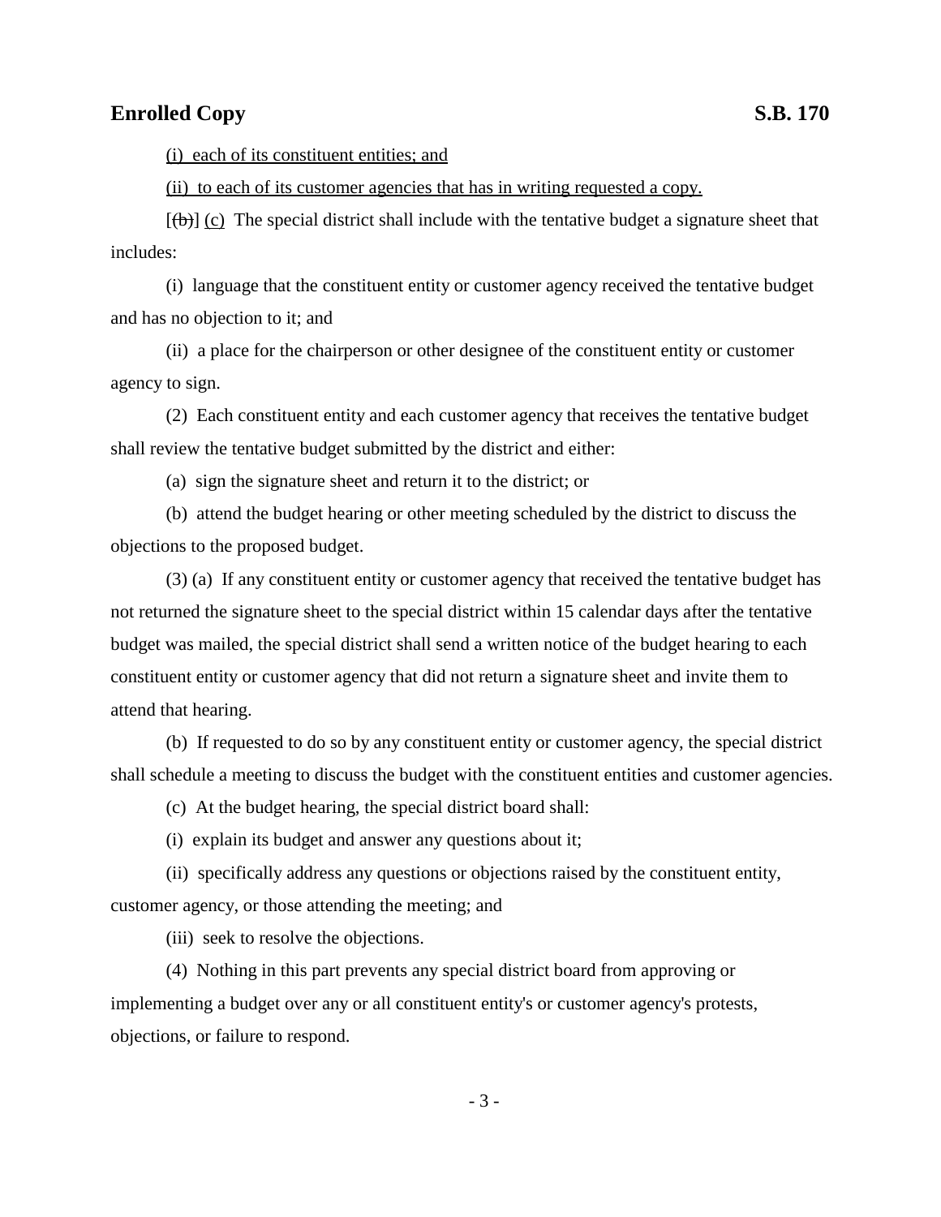(i) each of its constituent entities; and

(ii) to each of its customer agencies that has in writing requested a copy.

[(b)] (c) The special district shall include with the tentative budget a signature sheet that includes:

(i) language that the constituent entity or customer agency received the tentative budget and has no objection to it; and

(ii) a place for the chairperson or other designee of the constituent entity or customer agency to sign.

(2) Each constituent entity and each customer agency that receives the tentative budget shall review the tentative budget submitted by the district and either:

(a) sign the signature sheet and return it to the district; or

(b) attend the budget hearing or other meeting scheduled by the district to discuss the objections to the proposed budget.

(3) (a) If any constituent entity or customer agency that received the tentative budget has not returned the signature sheet to the special district within 15 calendar days after the tentative budget was mailed, the special district shall send a written notice of the budget hearing to each constituent entity or customer agency that did not return a signature sheet and invite them to attend that hearing.

(b) If requested to do so by any constituent entity or customer agency, the special district shall schedule a meeting to discuss the budget with the constituent entities and customer agencies.

(c) At the budget hearing, the special district board shall:

(i) explain its budget and answer any questions about it;

(ii) specifically address any questions or objections raised by the constituent entity, customer agency, or those attending the meeting; and

(iii) seek to resolve the objections.

(4) Nothing in this part prevents any special district board from approving or implementing a budget over any or all constituent entity's or customer agency's protests, objections, or failure to respond.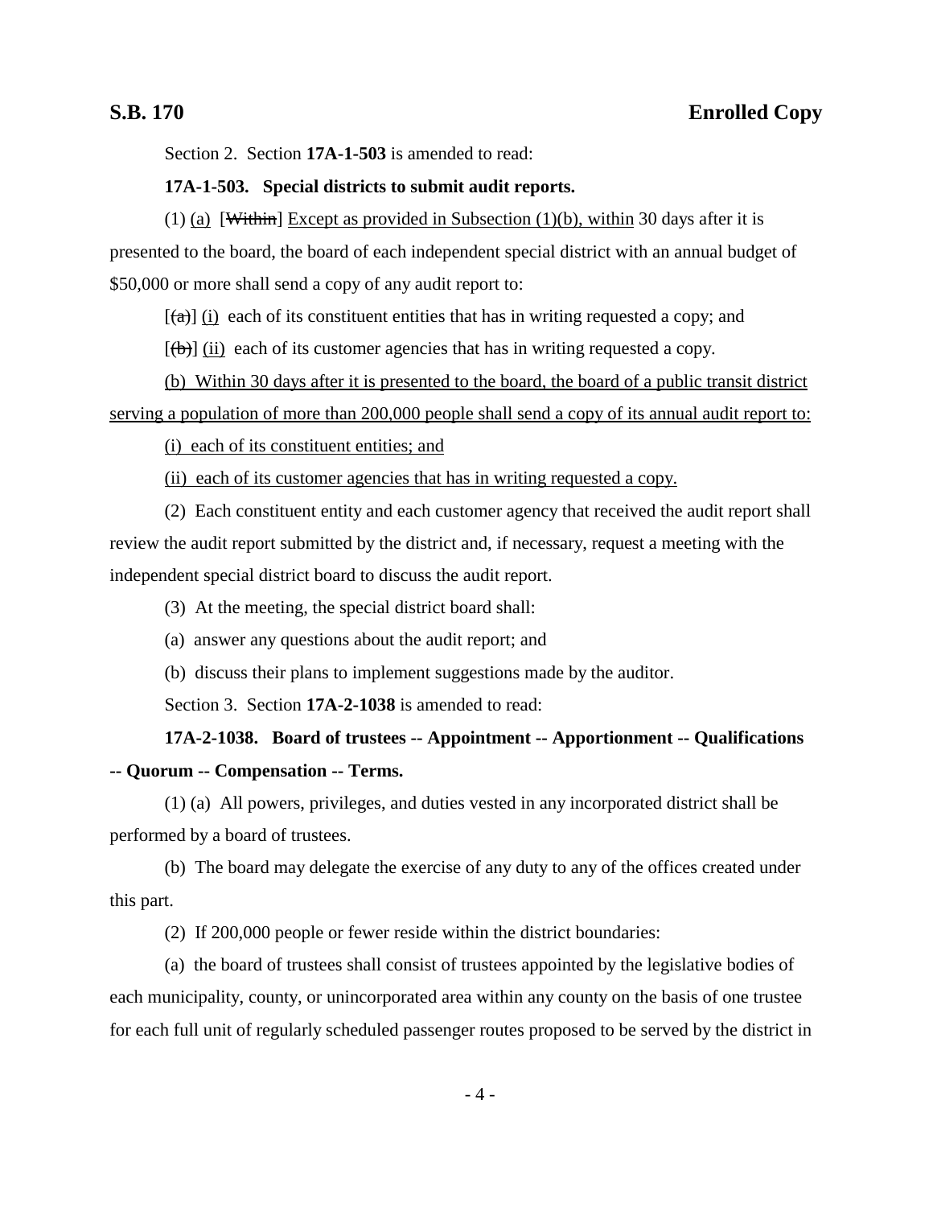Section 2. Section **17A-1-503** is amended to read:

**17A-1-503. Special districts to submit audit reports.**

(1) (a) [~~Within~~] Except as provided in Subsection (1)(b), within 30 days after it is presented to the board, the board of each independent special district with an annual budget of $50,000 or more shall send a copy of any audit report to:

[~~(a)~~] (i) each of its constituent entities that has in writing requested a copy; and

[~~(b)~~] (ii) each of its customer agencies that has in writing requested a copy.

(b) Within 30 days after it is presented to the board, the board of a public transit district serving a population of more than 200,000 people shall send a copy of its annual audit report to:

(i) each of its constituent entities; and

(ii) each of its customer agencies that has in writing requested a copy.

(2) Each constituent entity and each customer agency that received the audit report shall review the audit report submitted by the district and, if necessary, request a meeting with the independent special district board to discuss the audit report.

(3) At the meeting, the special district board shall:

(a) answer any questions about the audit report; and

(b) discuss their plans to implement suggestions made by the auditor.

Section 3. Section **17A-2-1038** is amended to read:

**17A-2-1038. Board of trustees -- Appointment -- Apportionment -- Qualifications -- Quorum -- Compensation -- Terms.**

(1) (a) All powers, privileges, and duties vested in any incorporated district shall be performed by a board of trustees.

(b) The board may delegate the exercise of any duty to any of the offices created under this part.

(2) If 200,000 people or fewer reside within the district boundaries:

(a) the board of trustees shall consist of trustees appointed by the legislative bodies of each municipality, county, or unincorporated area within any county on the basis of one trustee for each full unit of regularly scheduled passenger routes proposed to be served by the district in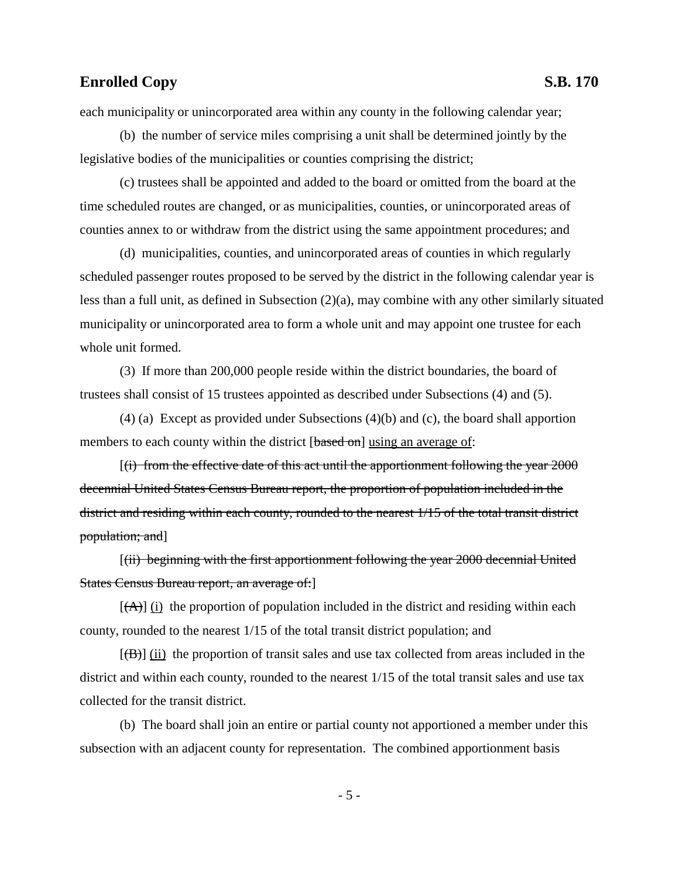each municipality or unincorporated area within any county in the following calendar year;

(b) the number of service miles comprising a unit shall be determined jointly by the legislative bodies of the municipalities or counties comprising the district;

(c) trustees shall be appointed and added to the board or omitted from the board at the time scheduled routes are changed, or as municipalities, counties, or unincorporated areas of counties annex to or withdraw from the district using the same appointment procedures; and

(d) municipalities, counties, and unincorporated areas of counties in which regularly scheduled passenger routes proposed to be served by the district in the following calendar year is less than a full unit, as defined in Subsection (2)(a), may combine with any other similarly situated municipality or unincorporated area to form a whole unit and may appoint one trustee for each whole unit formed.

(3) If more than 200,000 people reside within the district boundaries, the board of trustees shall consist of 15 trustees appointed as described under Subsections (4) and (5).

(4) (a) Except as provided under Subsections (4)(b) and (c), the board shall apportion members to each county within the district [~~based on~~] <u>using an average of</u>:

[~~(i) from the effective date of this act until the apportionment following the year 2000 decennial United States Census Bureau report, the proportion of population included in the district and residing within each county, rounded to the nearest 1/15 of the total transit district population; and~~]

[~~(ii) beginning with the first apportionment following the year 2000 decennial United States Census Bureau report, an average of:~~]

[~~(A)~~] <u>(i)</u> the proportion of population included in the district and residing within each county, rounded to the nearest 1/15 of the total transit district population; and

[~~(B)~~] <u>(ii)</u> the proportion of transit sales and use tax collected from areas included in the district and within each county, rounded to the nearest 1/15 of the total transit sales and use tax collected for the transit district.

(b) The board shall join an entire or partial county not apportioned a member under this subsection with an adjacent county for representation. The combined apportionment basis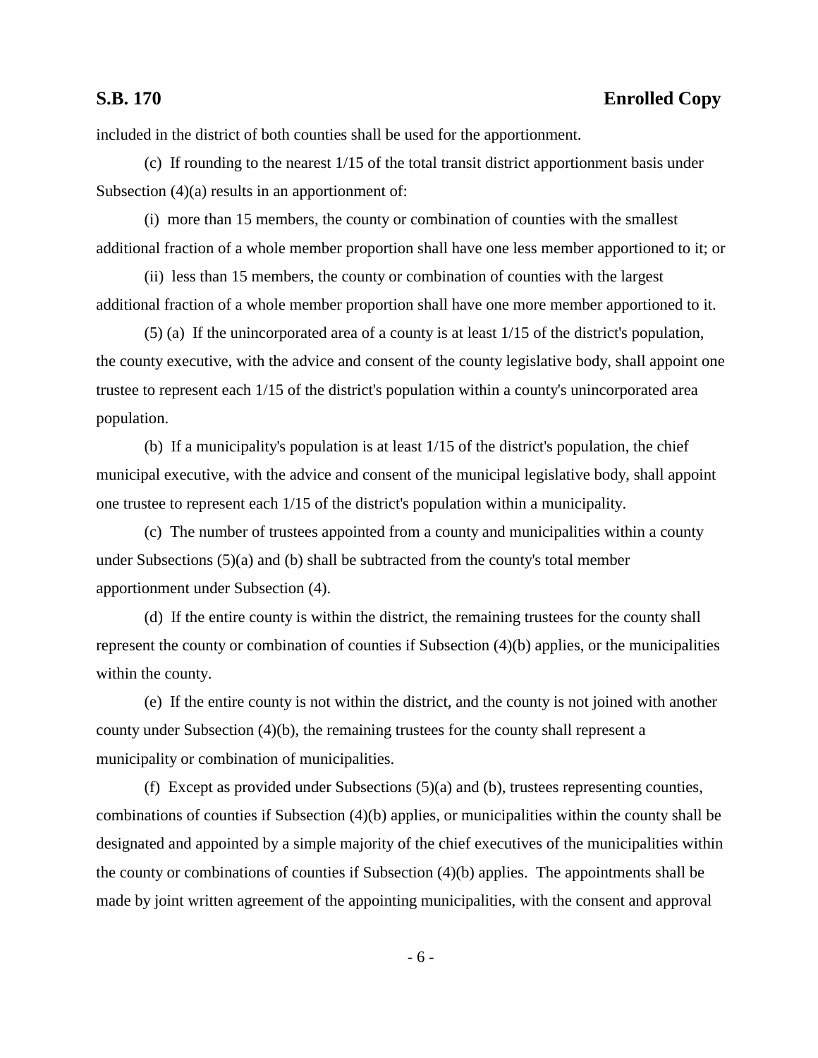included in the district of both counties shall be used for the apportionment.

(c) If rounding to the nearest 1/15 of the total transit district apportionment basis under Subsection (4)(a) results in an apportionment of:

(i) more than 15 members, the county or combination of counties with the smallest additional fraction of a whole member proportion shall have one less member apportioned to it; or

(ii) less than 15 members, the county or combination of counties with the largest additional fraction of a whole member proportion shall have one more member apportioned to it.

(5) (a) If the unincorporated area of a county is at least 1/15 of the district's population, the county executive, with the advice and consent of the county legislative body, shall appoint one trustee to represent each 1/15 of the district's population within a county's unincorporated area population.

(b) If a municipality's population is at least 1/15 of the district's population, the chief municipal executive, with the advice and consent of the municipal legislative body, shall appoint one trustee to represent each 1/15 of the district's population within a municipality.

(c) The number of trustees appointed from a county and municipalities within a county under Subsections (5)(a) and (b) shall be subtracted from the county's total member apportionment under Subsection (4).

(d) If the entire county is within the district, the remaining trustees for the county shall represent the county or combination of counties if Subsection (4)(b) applies, or the municipalities within the county.

(e) If the entire county is not within the district, and the county is not joined with another county under Subsection (4)(b), the remaining trustees for the county shall represent a municipality or combination of municipalities.

(f) Except as provided under Subsections (5)(a) and (b), trustees representing counties, combinations of counties if Subsection (4)(b) applies, or municipalities within the county shall be designated and appointed by a simple majority of the chief executives of the municipalities within the county or combinations of counties if Subsection (4)(b) applies. The appointments shall be made by joint written agreement of the appointing municipalities, with the consent and approval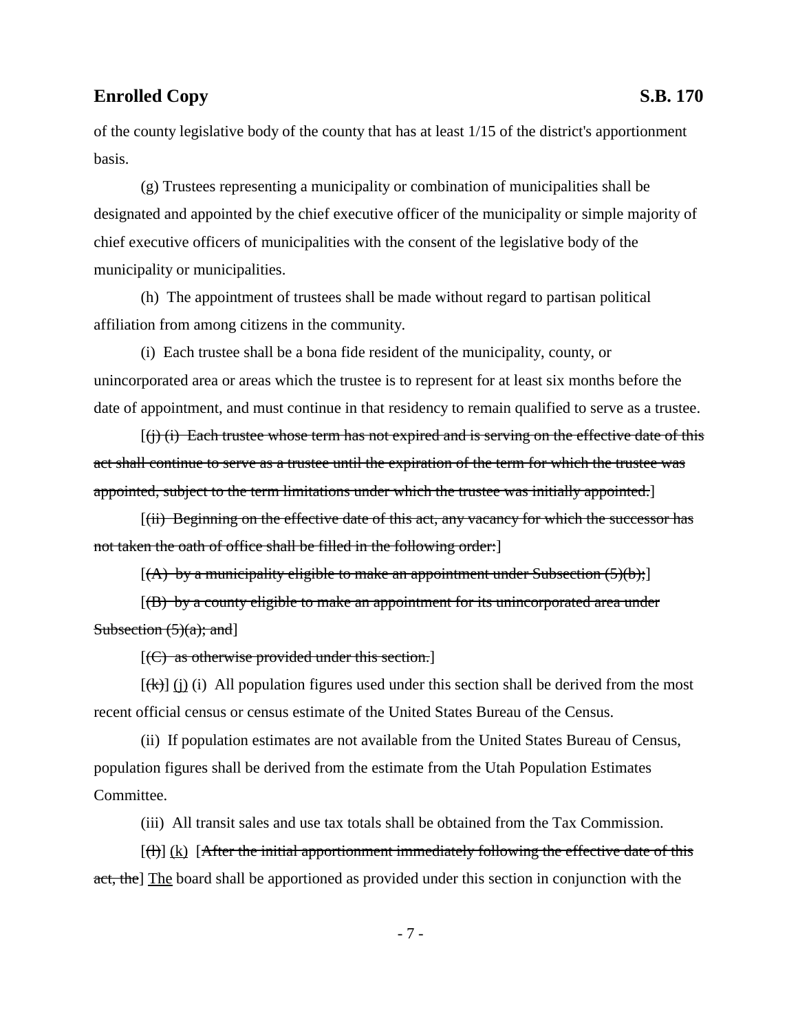of the county legislative body of the county that has at least 1/15 of the district's apportionment basis.

(g) Trustees representing a municipality or combination of municipalities shall be designated and appointed by the chief executive officer of the municipality or simple majority of chief executive officers of municipalities with the consent of the legislative body of the municipality or municipalities.

(h) The appointment of trustees shall be made without regard to partisan political affiliation from among citizens in the community.

(i) Each trustee shall be a bona fide resident of the municipality, county, or unincorporated area or areas which the trustee is to represent for at least six months before the date of appointment, and must continue in that residency to remain qualified to serve as a trustee.

[~~(j) (i) Each trustee whose term has not expired and is serving on the effective date of this act shall continue to serve as a trustee until the expiration of the term for which the trustee was appointed, subject to the term limitations under which the trustee was initially appointed.~~]

[~~(ii) Beginning on the effective date of this act, any vacancy for which the successor has not taken the oath of office shall be filled in the following order:~~]

[~~(A) by a municipality eligible to make an appointment under Subsection (5)(b);~~]

[~~(B) by a county eligible to make an appointment for its unincorporated area under Subsection (5)(a); and~~]

[~~(C) as otherwise provided under this section.~~]

[~~(k)~~] <u>(j)</u> (i) All population figures used under this section shall be derived from the most recent official census or census estimate of the United States Bureau of the Census.

(ii) If population estimates are not available from the United States Bureau of Census, population figures shall be derived from the estimate from the Utah Population Estimates Committee.

(iii) All transit sales and use tax totals shall be obtained from the Tax Commission.

[~~(l)~~] <u>(k)</u> [~~After the initial apportionment immediately following the effective date of this act, the~~] <u>The</u> board shall be apportioned as provided under this section in conjunction with the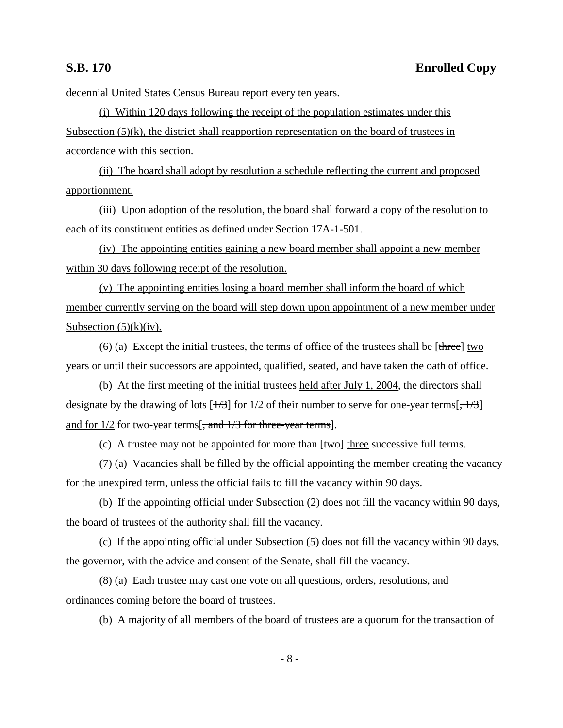decennial United States Census Bureau report every ten years.

(i) Within 120 days following the receipt of the population estimates under this Subsection (5)(k), the district shall reapportion representation on the board of trustees in accordance with this section.

(ii) The board shall adopt by resolution a schedule reflecting the current and proposed apportionment.

(iii) Upon adoption of the resolution, the board shall forward a copy of the resolution to each of its constituent entities as defined under Section 17A-1-501.

(iv) The appointing entities gaining a new board member shall appoint a new member within 30 days following receipt of the resolution.

(v) The appointing entities losing a board member shall inform the board of which member currently serving on the board will step down upon appointment of a new member under Subsection (5)(k)(iv).

(6) (a) Except the initial trustees, the terms of office of the trustees shall be [~~three~~] two years or until their successors are appointed, qualified, seated, and have taken the oath of office.

(b) At the first meeting of the initial trustees held after July 1, 2004, the directors shall designate by the drawing of lots [~~1/3~~] for 1/2 of their number to serve for one-year terms[~~, 1/3~~] and for 1/2 for two-year terms[~~, and 1/3 for three-year terms~~].

(c) A trustee may not be appointed for more than [~~two~~] three successive full terms.

(7) (a) Vacancies shall be filled by the official appointing the member creating the vacancy for the unexpired term, unless the official fails to fill the vacancy within 90 days.

(b) If the appointing official under Subsection (2) does not fill the vacancy within 90 days, the board of trustees of the authority shall fill the vacancy.

(c) If the appointing official under Subsection (5) does not fill the vacancy within 90 days, the governor, with the advice and consent of the Senate, shall fill the vacancy.

(8) (a) Each trustee may cast one vote on all questions, orders, resolutions, and ordinances coming before the board of trustees.

(b) A majority of all members of the board of trustees are a quorum for the transaction of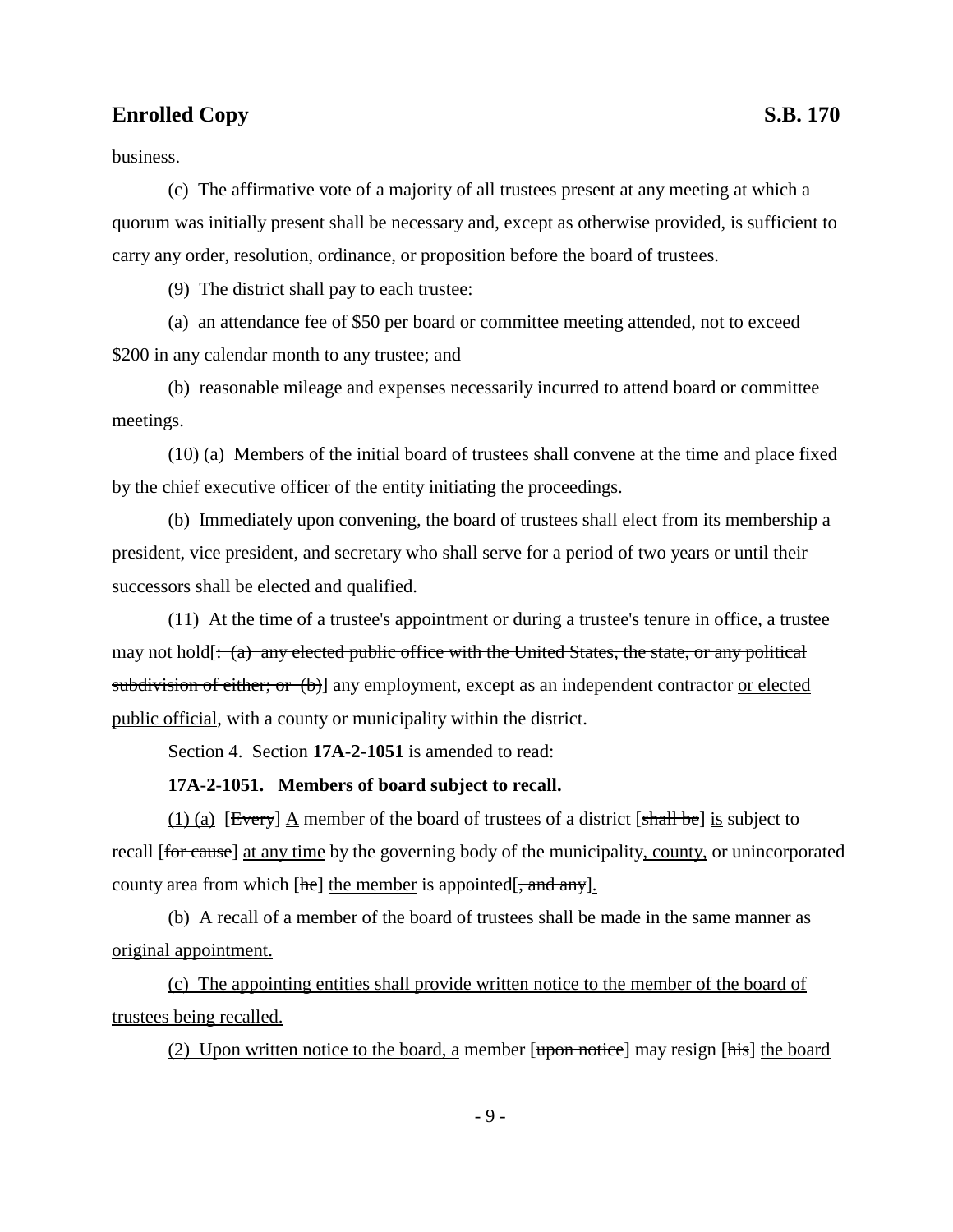business.

(c) The affirmative vote of a majority of all trustees present at any meeting at which a quorum was initially present shall be necessary and, except as otherwise provided, is sufficient to carry any order, resolution, ordinance, or proposition before the board of trustees.

(9) The district shall pay to each trustee:

(a) an attendance fee of $50 per board or committee meeting attended, not to exceed $200 in any calendar month to any trustee; and

(b) reasonable mileage and expenses necessarily incurred to attend board or committee meetings.

(10) (a) Members of the initial board of trustees shall convene at the time and place fixed by the chief executive officer of the entity initiating the proceedings.

(b) Immediately upon convening, the board of trustees shall elect from its membership a president, vice president, and secretary who shall serve for a period of two years or until their successors shall be elected and qualified.

(11) At the time of a trustee's appointment or during a trustee's tenure in office, a trustee may not hold[~~: (a) any elected public office with the United States, the state, or any political subdivision of either; or (b)~~] any employment, except as an independent contractor <u>or elected public official</u>, with a county or municipality within the district.

Section 4. Section **17A-2-1051** is amended to read:

**17A-2-1051. Members of board subject to recall.**

<u>(1) (a)</u> [~~Every~~] <u>A</u> member of the board of trustees of a district [~~shall be~~] <u>is</u> subject to recall [~~for cause~~] <u>at any time</u> by the governing body of the municipality<u>, county,</u> or unincorporated county area from which [~~he~~] <u>the member</u> is appointed[~~, and any~~]<u>.</u>

<u>(b) A recall of a member of the board of trustees shall be made in the same manner as original appointment.</u>

<u>(c) The appointing entities shall provide written notice to the member of the board of trustees being recalled.</u>

<u>(2) Upon written notice to the board, a</u> member [~~upon notice~~] may resign [~~his~~] <u>the board</u>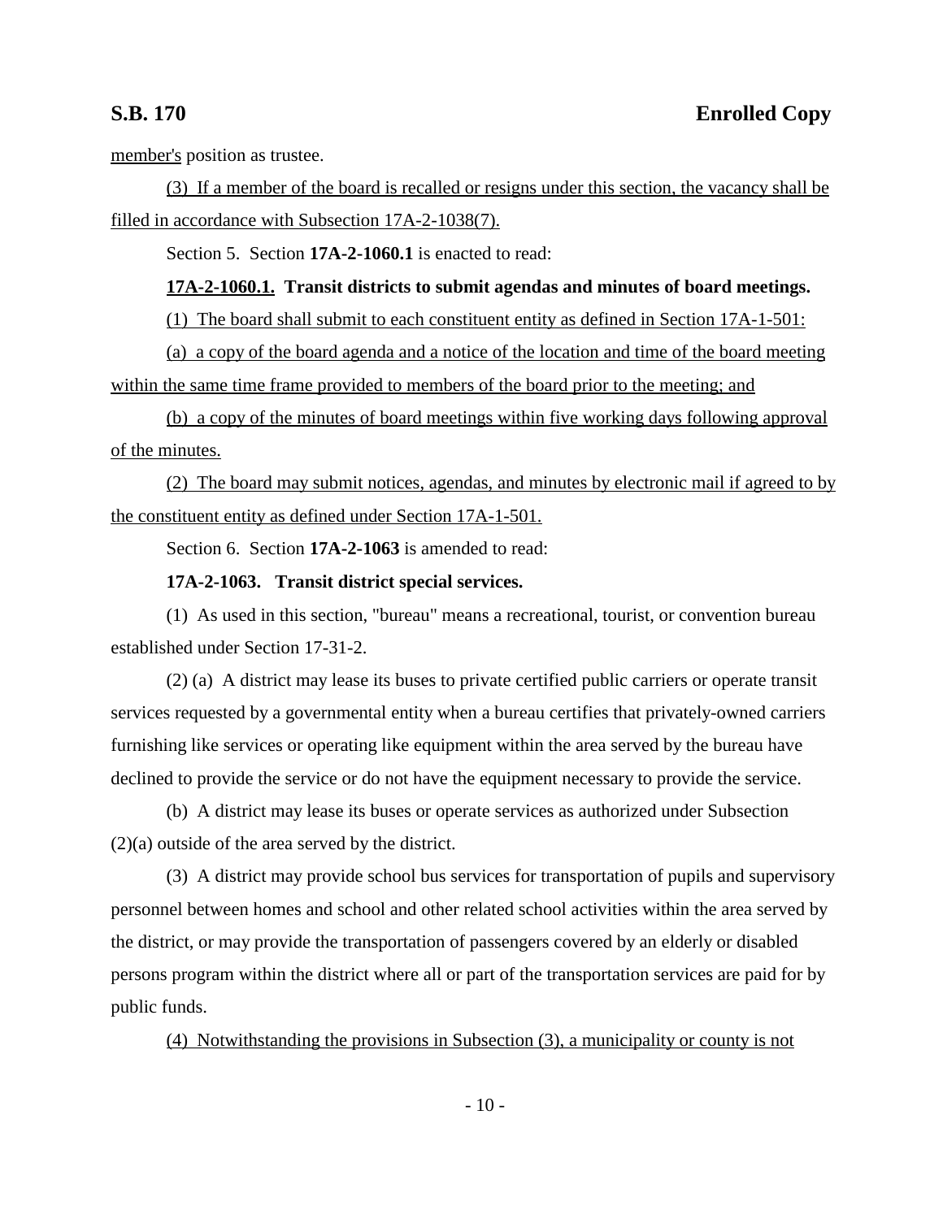member's position as trustee.

(3) If a member of the board is recalled or resigns under this section, the vacancy shall be filled in accordance with Subsection 17A-2-1038(7).

Section 5. Section **17A-2-1060.1** is enacted to read:

**17A-2-1060.1. Transit districts to submit agendas and minutes of board meetings.**

(1) The board shall submit to each constituent entity as defined in Section 17A-1-501:

(a) a copy of the board agenda and a notice of the location and time of the board meeting within the same time frame provided to members of the board prior to the meeting; and

(b) a copy of the minutes of board meetings within five working days following approval of the minutes.

(2) The board may submit notices, agendas, and minutes by electronic mail if agreed to by the constituent entity as defined under Section 17A-1-501.

Section 6. Section **17A-2-1063** is amended to read:

**17A-2-1063. Transit district special services.**

(1) As used in this section, "bureau" means a recreational, tourist, or convention bureau established under Section 17-31-2.

(2) (a) A district may lease its buses to private certified public carriers or operate transit services requested by a governmental entity when a bureau certifies that privately-owned carriers furnishing like services or operating like equipment within the area served by the bureau have declined to provide the service or do not have the equipment necessary to provide the service.

(b) A district may lease its buses or operate services as authorized under Subsection (2)(a) outside of the area served by the district.

(3) A district may provide school bus services for transportation of pupils and supervisory personnel between homes and school and other related school activities within the area served by the district, or may provide the transportation of passengers covered by an elderly or disabled persons program within the district where all or part of the transportation services are paid for by public funds.

(4) Notwithstanding the provisions in Subsection (3), a municipality or county is not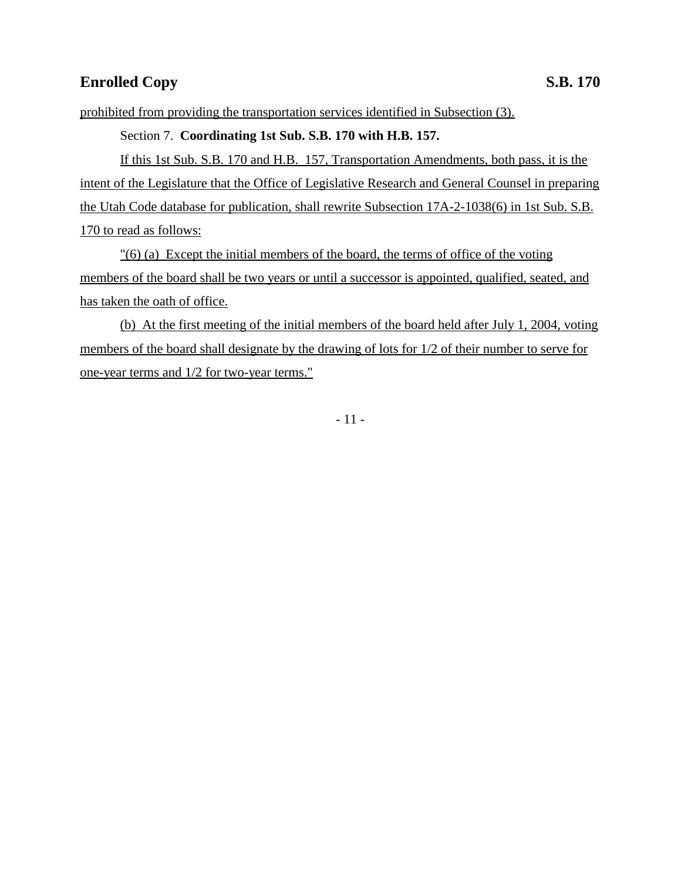prohibited from providing the transportation services identified in Subsection (3).

Section 7. **Coordinating 1st Sub. S.B. 170 with H.B. 157.**

If this 1st Sub. S.B. 170 and H.B. 157, Transportation Amendments, both pass, it is the intent of the Legislature that the Office of Legislative Research and General Counsel in preparing the Utah Code database for publication, shall rewrite Subsection 17A-2-1038(6) in 1st Sub. S.B. 170 to read as follows:

"(6) (a) Except the initial members of the board, the terms of office of the voting members of the board shall be two years or until a successor is appointed, qualified, seated, and has taken the oath of office.

(b) At the first meeting of the initial members of the board held after July 1, 2004, voting members of the board shall designate by the drawing of lots for 1/2 of their number to serve for one-year terms and 1/2 for two-year terms."